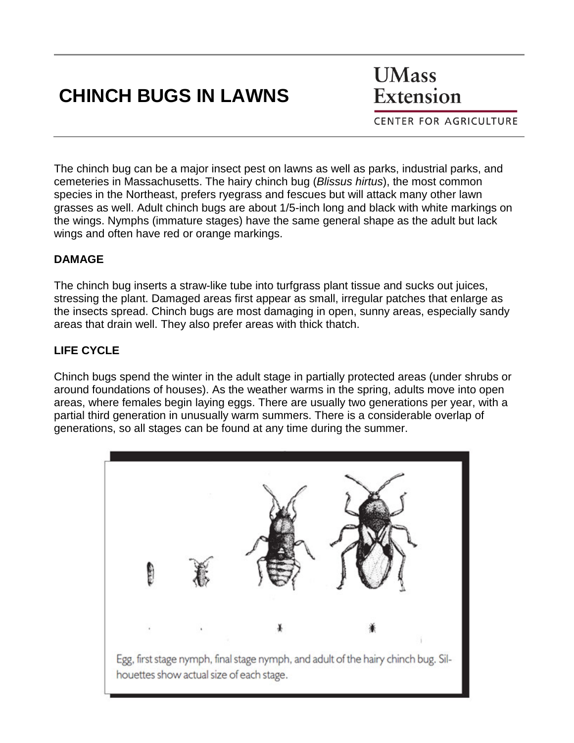# CHINCH BUGS IN LAWNS

UMass Extension

CENTER FOR AGRICULTURE

The chinch bug can be a major insect pest on lawns as well as parks, industrial parks, and cemeteries in Massachusetts. The hairy chinch bug (*Blissus hirtus*), the most common species in the Northeast, prefers ryegrass and fescues but will attack many other lawn grasses as well. Adult chinch bugs are about 1/5-inch long and black with white markings on the wings. Nymphs (immature stages) have the same general shape as the adult but lack wings and often have red or orange markings.

## DAMAGE

The chinch bug inserts a straw-like tube into turfgrass plant tissue and sucks out juices, stressing the plant. Damaged areas first appear as small, irregular patches that enlarge as the insects spread. Chinch bugs are most damaging in open, sunny areas, especially sandy areas that drain well. They also prefer areas with thick thatch.

## LIFE CYCLE

Chinch bugs spend the winter in the adult stage in partially protected areas (under shrubs or around foundations of houses). As the weather warms in the spring, adults move into open areas, where females begin laying eggs. There are usually two generations per year, with a partial third generation in unusually warm summers. There is a considerable overlap of generations, so all stages can be found at any time during the summer.

Egg, first stage nymph, final stage nymph, and adult of the hairy chinch bug. Silhouettes show actual size of each stage.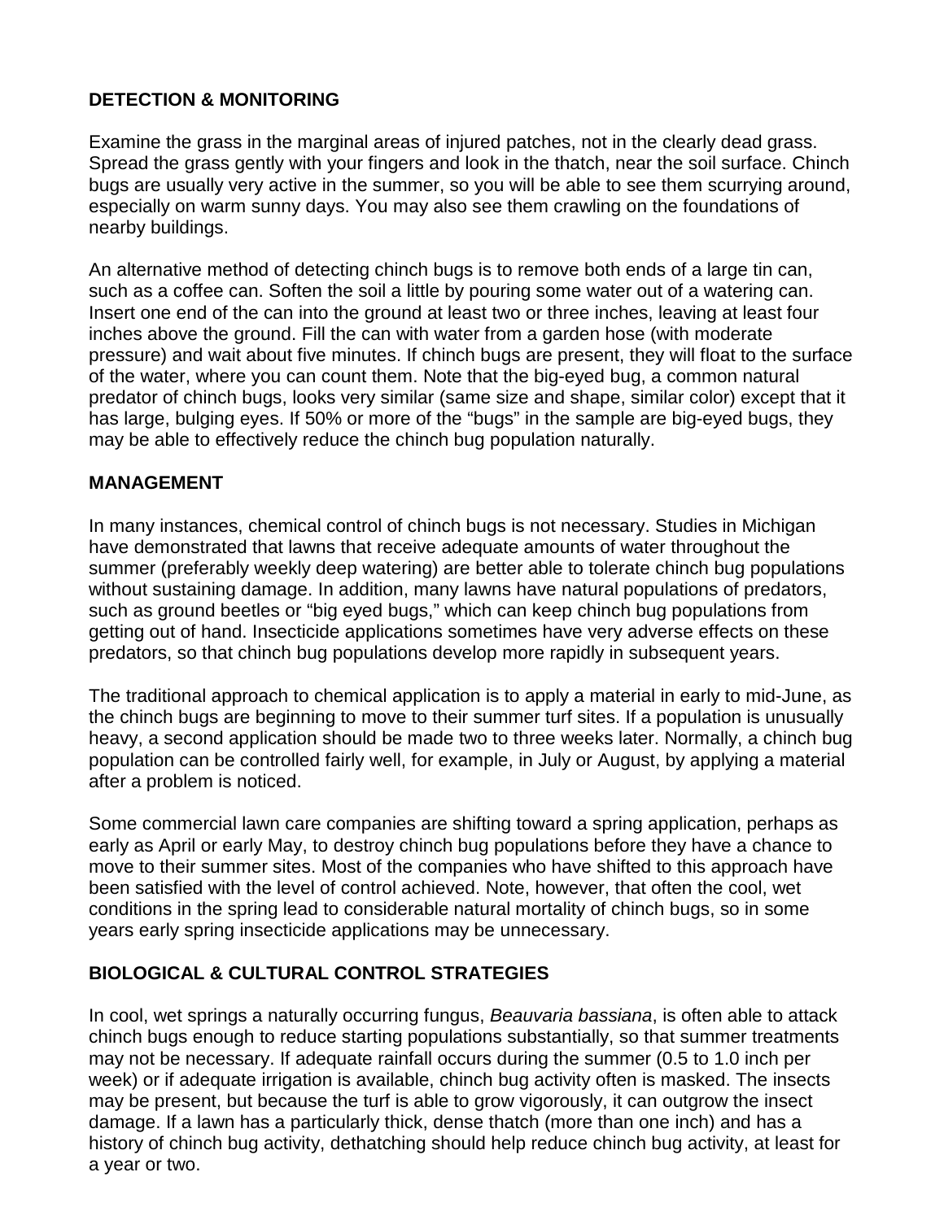## DETECTION & MONITORING

Examine the grass in the marginal areas of injured patches, not in the clearly dead grass. Spread the grass gently with your fingers and look in the thatch, near the soil surface. Chinch bugs are usually very active in the summer, so you will be able to see them scurrying around, especially on warm sunny days. You may also see them crawling on the foundations of nearby buildings.

An alternative method of detecting chinch bugs is to remove both ends of a large tin can, such as a coffee can. Soften the soil a little by pouring some water out of a watering can. Insert one end of the can into the ground at least two or three inches, leaving at least four inches above the ground. Fill the can with water from a garden hose (with moderate pressure) and wait about five minutes. If chinch bugs are present, they will float to the surface of the water, where you can count them. Note that the big-eyed bug, a common natural predator of chinch bugs, looks very similar (same size and shape, similar color) except that it has large, bulging eyes. If 50% or more of the "bugs" in the sample are big-eyed bugs, they may be able to effectively reduce the chinch bug population naturally.

## MANAGEMENT

In many instances, chemical control of chinch bugs is not necessary. Studies in Michigan have demonstrated that lawns that receive adequate amounts of water throughout the summer (preferably weekly deep watering) are better able to tolerate chinch bug populations without sustaining damage. In addition, many lawns have natural populations of predators, such as ground beetles or "big eyed bugs," which can keep chinch bug populations from getting out of hand. Insecticide applications sometimes have very adverse effects on these predators, so that chinch bug populations develop more rapidly in subsequent years.

The traditional approach to chemical application is to apply a material in early to mid-June, as the chinch bugs are beginning to move to their summer turf sites. If a population is unusually heavy, a second application should be made two to three weeks later. Normally, a chinch bug population can be controlled fairly well, for example, in July or August, by applying a material after a problem is noticed.

Some commercial lawn care companies are shifting toward a spring application, perhaps as early as April or early May, to destroy chinch bug populations before they have a chance to move to their summer sites. Most of the companies who have shifted to this approach have been satisfied with the level of control achieved. Note, however, that often the cool, wet conditions in the spring lead to considerable natural mortality of chinch bugs, so in some years early spring insecticide applications may be unnecessary.

## BIOLOGICAL & CULTURAL CONTROL STRATEGIES

In cool, wet springs a naturally occurring fungus, *Beauvaria bassiana*, is often able to attack chinch bugs enough to reduce starting populations substantially, so that summer treatments may not be necessary. If adequate rainfall occurs during the summer (0.5 to 1.0 inch per week) or if adequate irrigation is available, chinch bug activity often is masked. The insects may be present, but because the turf is able to grow vigorously, it can outgrow the insect damage. If a lawn has a particularly thick, dense thatch (more than one inch) and has a history of chinch bug activity, dethatching should help reduce chinch bug activity, at least for a year or two.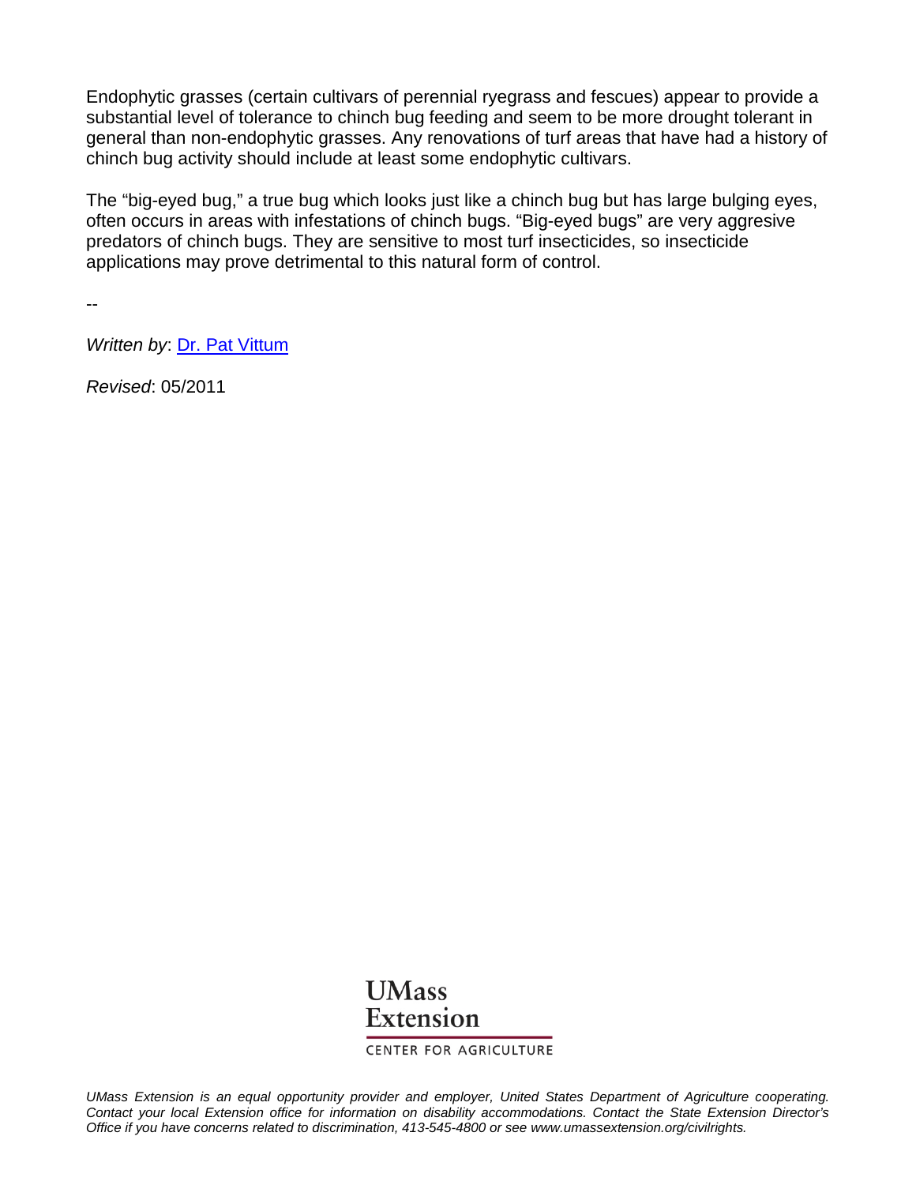Endophytic grasses (certain cultivars of perennial ryegrass and fescues) appear to provide a substantial level of tolerance to chinch bug feeding and seem to be more drought tolerant in general than non-endophytic grasses. Any renovations of turf areas that have had a history of chinch bug activity should include at least some endophytic cultivars.

The "big-eyed bug," a true bug which looks just like a chinch bug but has large bulging eyes, often occurs in areas with infestations of chinch bugs. "Big-eyed bugs" are very aggresive predators of chinch bugs. They are sensitive to most turf insecticides, so insecticide applications may prove detrimental to this natural form of control.

--

*Written by*: Dr. Pat Vittum

*Revised*: 05/2011

UMass Extension

CENTER FOR AGRICULTURE

*UMass Extension is an equal opportunity provider and employer, United States Department of Agriculture cooperating. Contact your local Extension office for information on disability accommodations. Contact the State Extension Director's Office if you have concerns related to discrimination, 413-545-4800 or see www.umassextension.org/civilrights.*